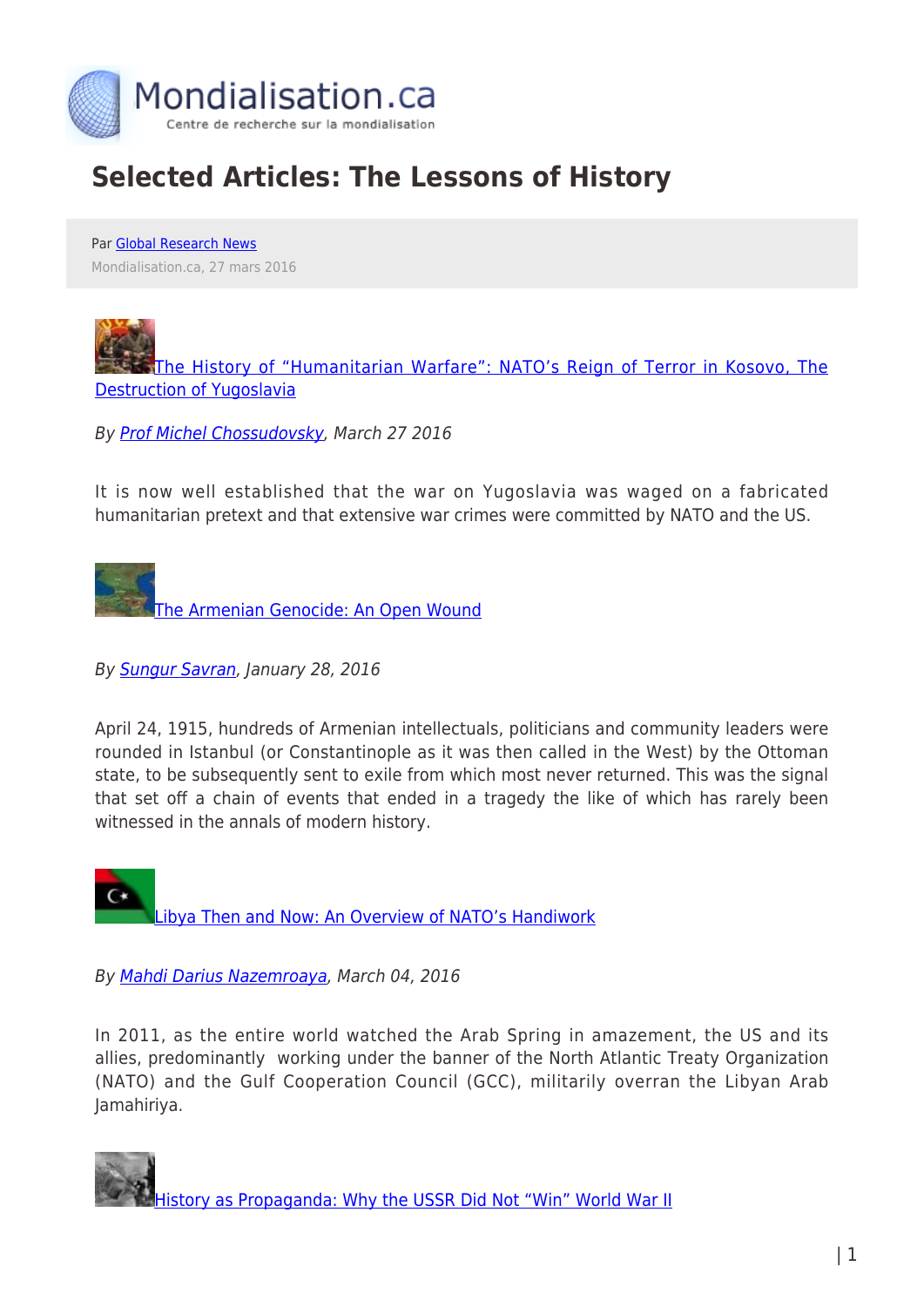# Selected Articles: The Lessons of History

Par Global Research News

Mondialisation.ca, 27 mars 2016

The History of "Humanitarian Warfare": NATO's Reign of Terror in Kosovo, The Destruction of Yugoslavia

*By Prof Michel Chossudovsky, March 27 2016*

It is now well established that the war on Yugoslavia was waged on a fabricated humanitarian pretext and that extensive war crimes were committed by NATO and the US.

The Armenian Genocide: An Open Wound

*By Sungur Savran, January 28, 2016*

April 24, 1915, hundreds of Armenian intellectuals, politicians and community leaders were rounded in Istanbul (or Constantinople as it was then called in the West) by the Ottoman state, to be subsequently sent to exile from which most never returned. This was the signal that set off a chain of events that ended in a tragedy the like of which has rarely been witnessed in the annals of modern history.

Libya Then and Now: An Overview of NATO's Handiwork

*By Mahdi Darius Nazemroaya, March 04, 2016*

In 2011, as the entire world watched the Arab Spring in amazement, the US and its allies, predominantly working under the banner of the North Atlantic Treaty Organization (NATO) and the Gulf Cooperation Council (GCC), militarily overran the Libyan Arab Jamahiriya.

History as Propaganda: Why the USSR Did Not "Win" World War II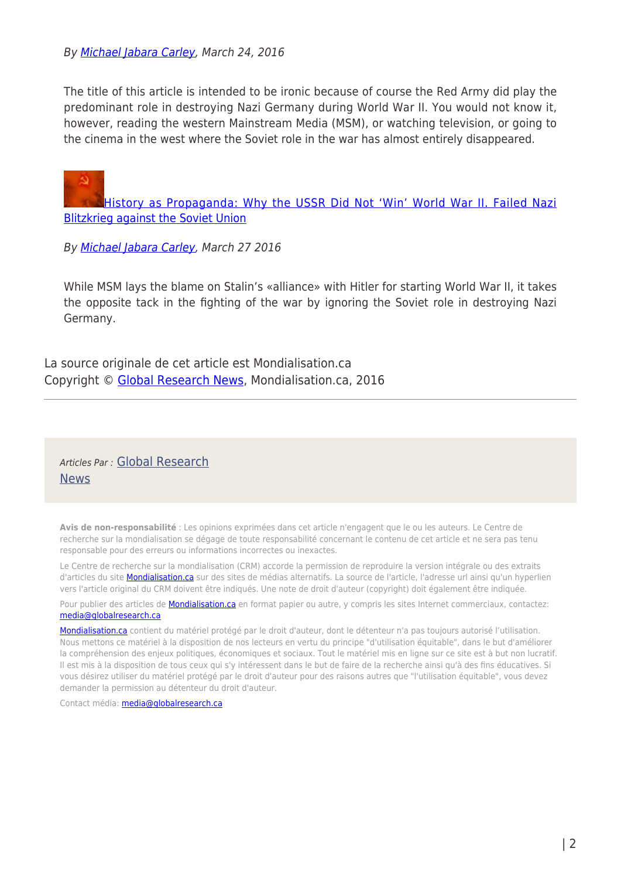*By Michael Jabara Carley, March 24, 2016*

The title of this article is intended to be ironic because of course the Red Army did play the predominant role in destroying Nazi Germany during World War II. You would not know it, however, reading the western Mainstream Media (MSM), or watching television, or going to the cinema in the west where the Soviet role in the war has almost entirely disappeared.

History as Propaganda: Why the USSR Did Not 'Win' World War II. Failed Nazi Blitzkrieg against the Soviet Union

*By Michael Jabara Carley, March 27 2016*

While MSM lays the blame on Stalin's «alliance» with Hitler for starting World War II, it takes the opposite tack in the fighting of the war by ignoring the Soviet role in destroying Nazi Germany.

La source originale de cet article est Mondialisation.ca
Copyright © Global Research News, Mondialisation.ca, 2016

*Articles Par :* Global Research News

**Avis de non-responsabilité** : Les opinions exprimées dans cet article n'engagent que le ou les auteurs. Le Centre de recherche sur la mondialisation se dégage de toute responsabilité concernant le contenu de cet article et ne sera pas tenu responsable pour des erreurs ou informations incorrectes ou inexactes.

Le Centre de recherche sur la mondialisation (CRM) accorde la permission de reproduire la version intégrale ou des extraits d'articles du site Mondialisation.ca sur des sites de médias alternatifs. La source de l'article, l'adresse url ainsi qu'un hyperlien vers l'article original du CRM doivent être indiqués. Une note de droit d'auteur (copyright) doit également être indiquée.

Pour publier des articles de Mondialisation.ca en format papier ou autre, y compris les sites Internet commerciaux, contactez: media@globalresearch.ca

Mondialisation.ca contient du matériel protégé par le droit d'auteur, dont le détenteur n'a pas toujours autorisé l'utilisation. Nous mettons ce matériel à la disposition de nos lecteurs en vertu du principe "d'utilisation équitable", dans le but d'améliorer la compréhension des enjeux politiques, économiques et sociaux. Tout le matériel mis en ligne sur ce site est à but non lucratif. Il est mis à la disposition de tous ceux qui s'y intéressent dans le but de faire de la recherche ainsi qu'à des fins éducatives. Si vous désirez utiliser du matériel protégé par le droit d'auteur pour des raisons autres que "l'utilisation équitable", vous devez demander la permission au détenteur du droit d'auteur.

Contact média: media@globalresearch.ca